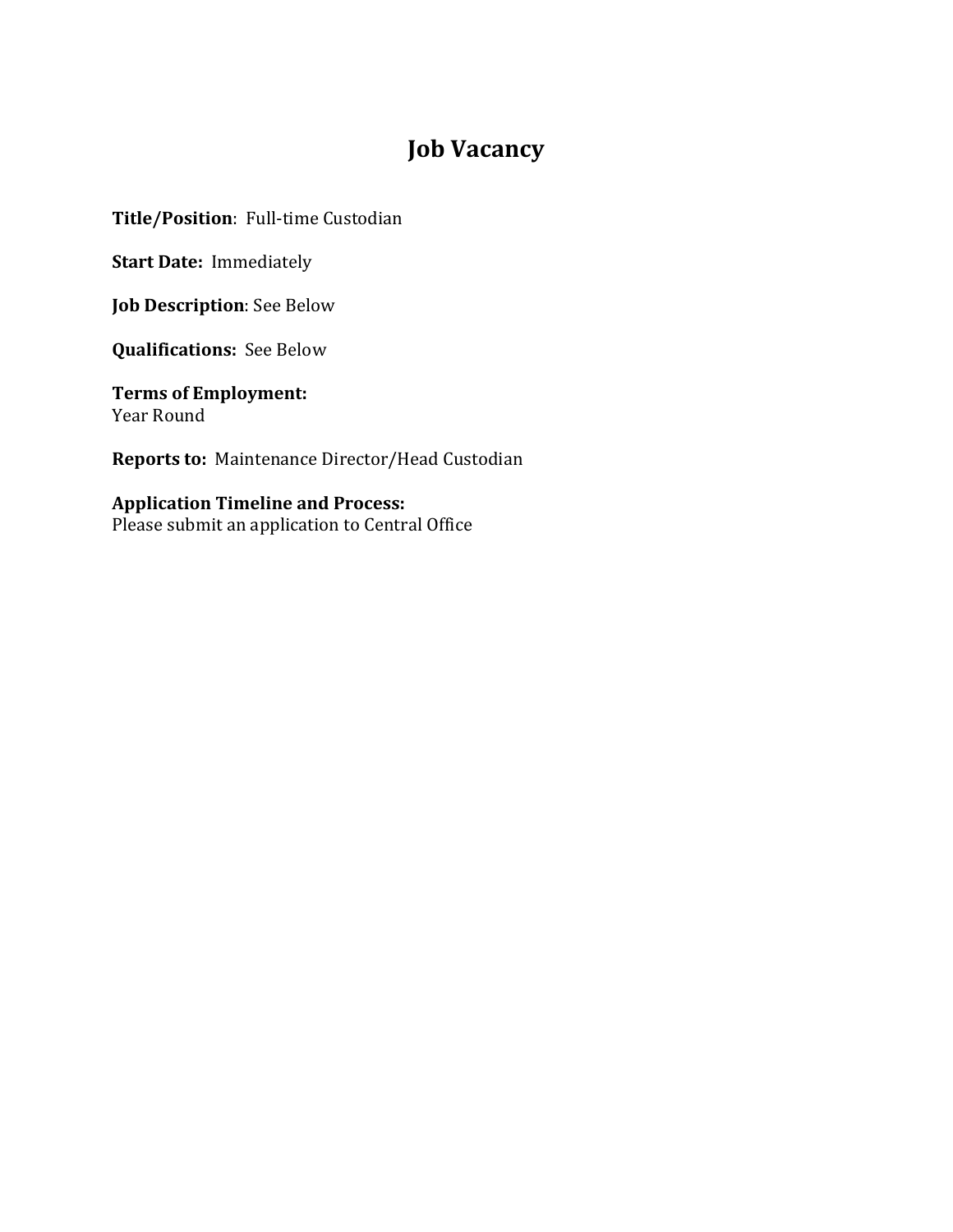# Job Vacancy

**Title/Position**: Full-time Custodian

**Start Date:** Immediately

**Job Description**: See Below

**Qualifications:** See Below

**Terms of Employment:**
Year Round

**Reports to:** Maintenance Director/Head Custodian

**Application Timeline and Process:**
Please submit an application to Central Office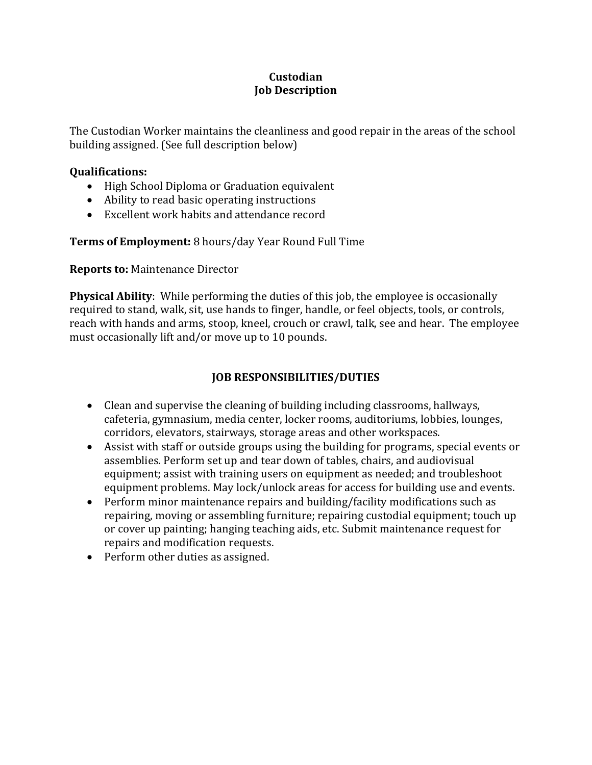# Custodian
## Job Description

The Custodian Worker maintains the cleanliness and good repair in the areas of the school building assigned. (See full description below)

**Qualifications:**

- High School Diploma or Graduation equivalent
- Ability to read basic operating instructions
- Excellent work habits and attendance record

**Terms of Employment:** 8 hours/day Year Round Full Time

**Reports to:** Maintenance Director

**Physical Ability**: While performing the duties of this job, the employee is occasionally required to stand, walk, sit, use hands to finger, handle, or feel objects, tools, or controls, reach with hands and arms, stoop, kneel, crouch or crawl, talk, see and hear. The employee must occasionally lift and/or move up to 10 pounds.

## JOB RESPONSIBILITIES/DUTIES

- Clean and supervise the cleaning of building including classrooms, hallways, cafeteria, gymnasium, media center, locker rooms, auditoriums, lobbies, lounges, corridors, elevators, stairways, storage areas and other workspaces.
- Assist with staff or outside groups using the building for programs, special events or assemblies. Perform set up and tear down of tables, chairs, and audiovisual equipment; assist with training users on equipment as needed; and troubleshoot equipment problems. May lock/unlock areas for access for building use and events.
- Perform minor maintenance repairs and building/facility modifications such as repairing, moving or assembling furniture; repairing custodial equipment; touch up or cover up painting; hanging teaching aids, etc. Submit maintenance request for repairs and modification requests.
- Perform other duties as assigned.